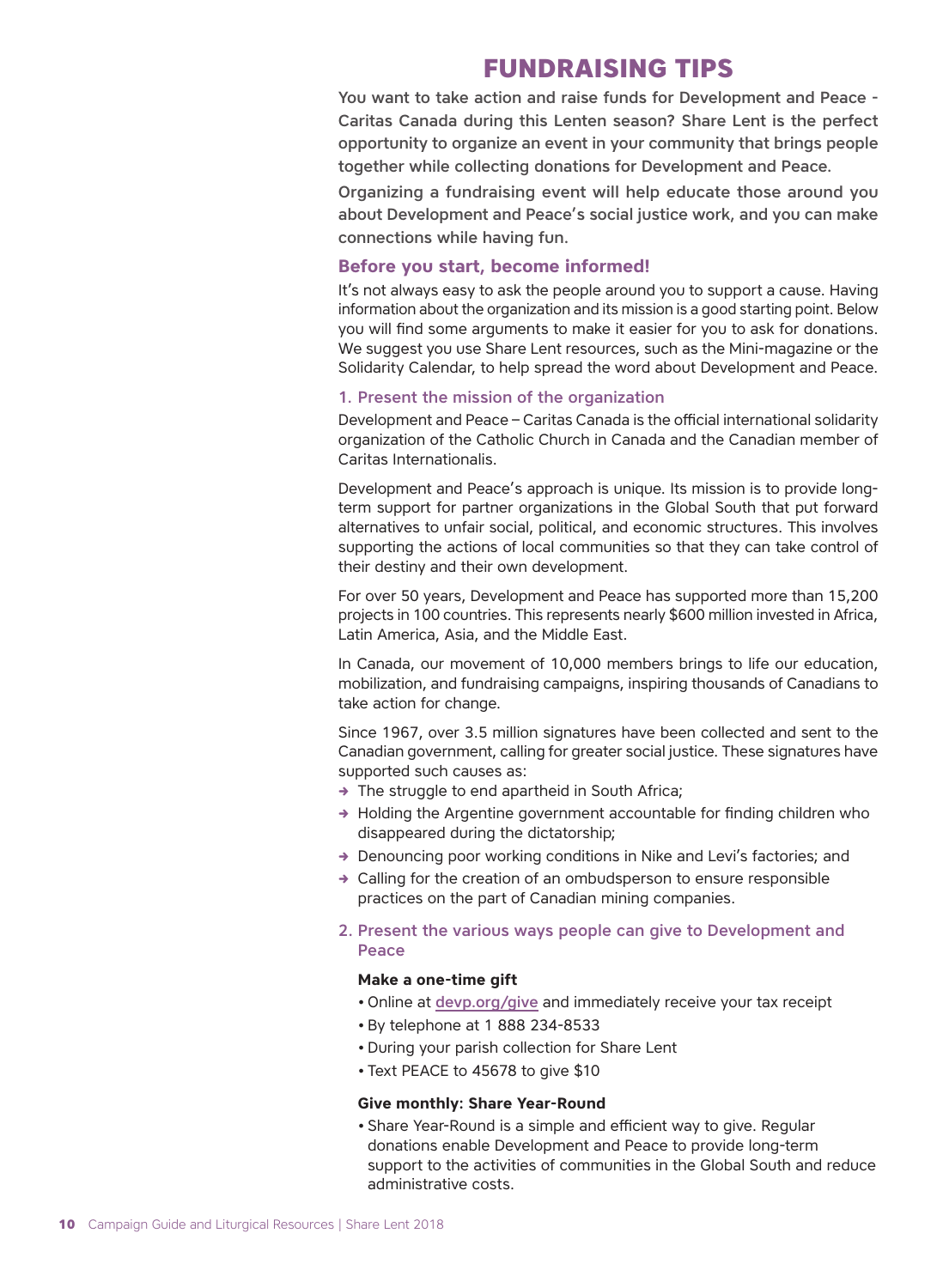# FUNDRAISING TIPS

**You want to take action and raise funds for Development and Peace - Caritas Canada during this Lenten season? Share Lent is the perfect opportunity to organize an event in your community that brings people together while collecting donations for Development and Peace.**

**Organizing a fundraising event will help educate those around you about Development and Peace's social justice work, and you can make connections while having fun.**

## Before you start, become informed!

It's not always easy to ask the people around you to support a cause. Having information about the organization and its mission is a good starting point. Below you will find some arguments to make it easier for you to ask for donations. We suggest you use Share Lent resources, such as the Mini-magazine or the Solidarity Calendar, to help spread the word about Development and Peace.

### 1. Present the mission of the organization

Development and Peace – Caritas Canada is the official international solidarity organization of the Catholic Church in Canada and the Canadian member of Caritas Internationalis.

Development and Peace's approach is unique. Its mission is to provide long-term support for partner organizations in the Global South that put forward alternatives to unfair social, political, and economic structures. This involves supporting the actions of local communities so that they can take control of their destiny and their own development.

For over 50 years, Development and Peace has supported more than 15,200 projects in 100 countries. This represents nearly $600 million invested in Africa, Latin America, Asia, and the Middle East.

In Canada, our movement of 10,000 members brings to life our education, mobilization, and fundraising campaigns, inspiring thousands of Canadians to take action for change.

Since 1967, over 3.5 million signatures have been collected and sent to the Canadian government, calling for greater social justice. These signatures have supported such causes as:

- The struggle to end apartheid in South Africa;
- Holding the Argentine government accountable for finding children who disappeared during the dictatorship;
- Denouncing poor working conditions in Nike and Levi's factories; and
- Calling for the creation of an ombudsperson to ensure responsible practices on the part of Canadian mining companies.

### 2. Present the various ways people can give to Development and Peace

**Make a one-time gift**

- Online at devp.org/give and immediately receive your tax receipt
- By telephone at 1 888 234-8533
- During your parish collection for Share Lent
- Text PEACE to 45678 to give $10

**Give monthly: Share Year-Round**

- Share Year-Round is a simple and efficient way to give. Regular donations enable Development and Peace to provide long-term support to the activities of communities in the Global South and reduce administrative costs.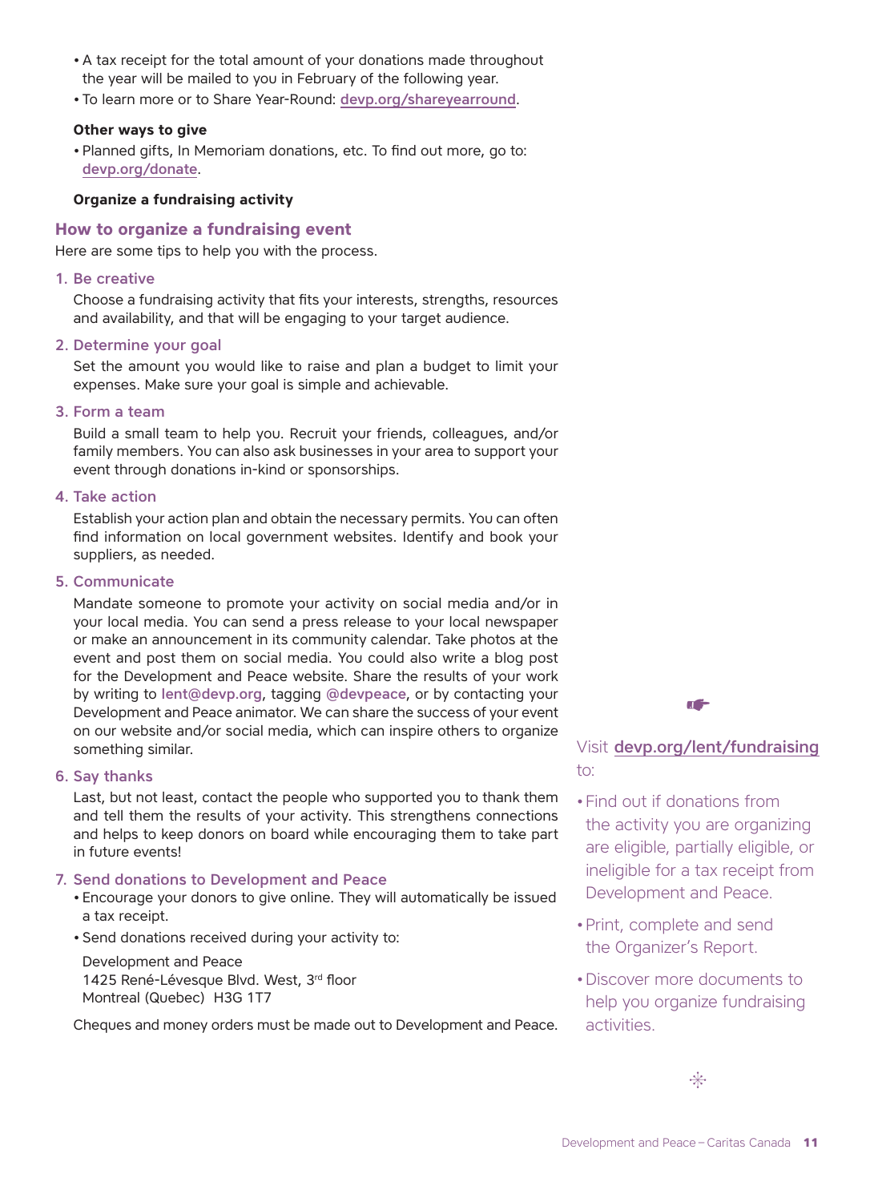- A tax receipt for the total amount of your donations made throughout the year will be mailed to you in February of the following year.
- To learn more or to Share Year-Round: devp.org/shareyearround.

**Other ways to give**

- Planned gifts, In Memoriam donations, etc. To find out more, go to: devp.org/donate.

**Organize a fundraising activity**

## How to organize a fundraising event

Here are some tips to help you with the process.

### 1. Be creative

Choose a fundraising activity that fits your interests, strengths, resources and availability, and that will be engaging to your target audience.

### 2. Determine your goal

Set the amount you would like to raise and plan a budget to limit your expenses. Make sure your goal is simple and achievable.

### 3. Form a team

Build a small team to help you. Recruit your friends, colleagues, and/or family members. You can also ask businesses in your area to support your event through donations in-kind or sponsorships.

### 4. Take action

Establish your action plan and obtain the necessary permits. You can often find information on local government websites. Identify and book your suppliers, as needed.

### 5. Communicate

Mandate someone to promote your activity on social media and/or in your local media. You can send a press release to your local newspaper or make an announcement in its community calendar. Take photos at the event and post them on social media. You could also write a blog post for the Development and Peace website. Share the results of your work by writing to lent@devp.org, tagging @devpeace, or by contacting your Development and Peace animator. We can share the success of your event on our website and/or social media, which can inspire others to organize something similar.

### 6. Say thanks

Last, but not least, contact the people who supported you to thank them and tell them the results of your activity. This strengthens connections and helps to keep donors on board while encouraging them to take part in future events!

### 7. Send donations to Development and Peace

- Encourage your donors to give online. They will automatically be issued a tax receipt.
- Send donations received during your activity to:

  Development and Peace
  1425 René-Lévesque Blvd. West, 3rd floor
  Montreal (Quebec)  H3G 1T7

Cheques and money orders must be made out to Development and Peace.

Visit devp.org/lent/fundraising to:

- Find out if donations from the activity you are organizing are eligible, partially eligible, or ineligible for a tax receipt from Development and Peace.
- Print, complete and send the Organizer's Report.
- Discover more documents to help you organize fundraising activities.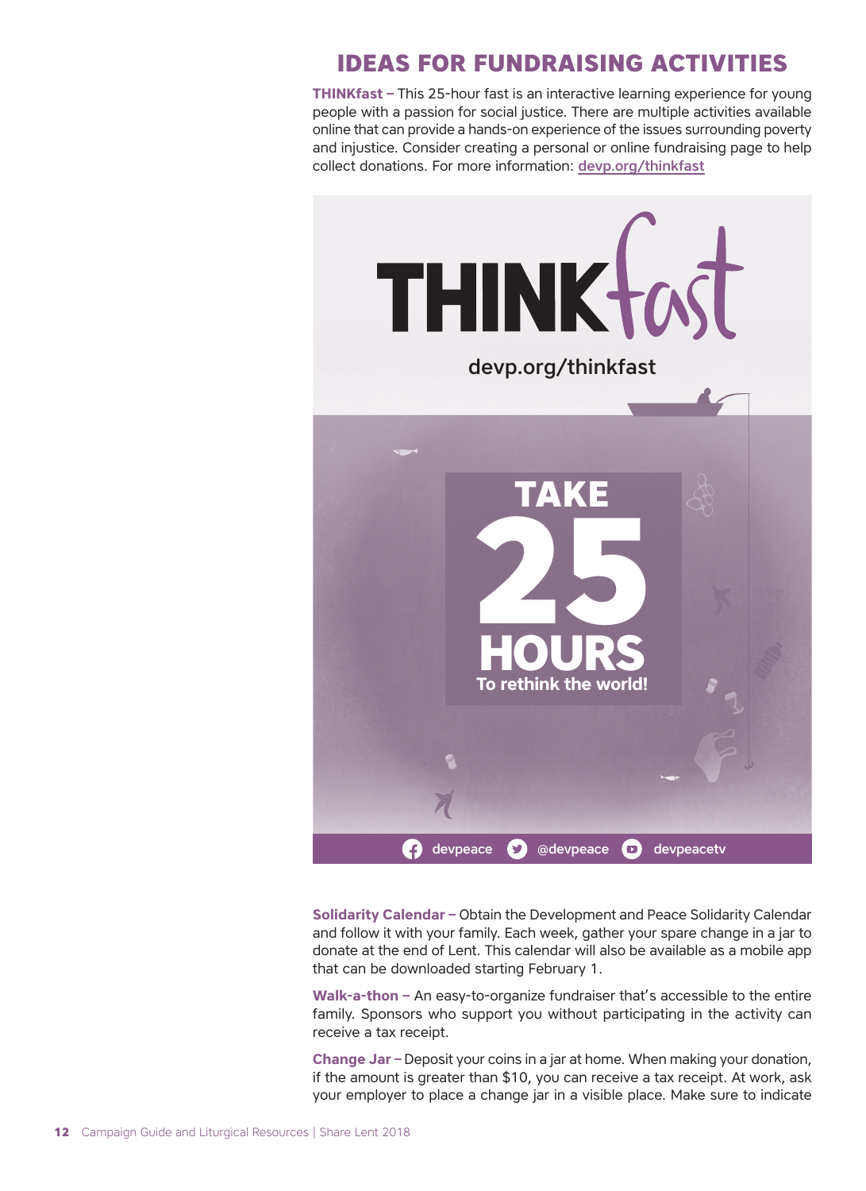## IDEAS FOR FUNDRAISING ACTIVITIES

**THINKfast** – This 25-hour fast is an interactive learning experience for young people with a passion for social justice. There are multiple activities available online that can provide a hands-on experience of the issues surrounding poverty and injustice. Consider creating a personal or online fundraising page to help collect donations. For more information: devp.org/thinkfast

THINKfast

devp.org/thinkfast

TAKE 25 HOURS

To rethink the world!

devpeace @devpeace devpeacetv

**Solidarity Calendar** – Obtain the Development and Peace Solidarity Calendar and follow it with your family. Each week, gather your spare change in a jar to donate at the end of Lent. This calendar will also be available as a mobile app that can be downloaded starting February 1.

**Walk-a-thon** – An easy-to-organize fundraiser that's accessible to the entire family. Sponsors who support you without participating in the activity can receive a tax receipt.

**Change Jar** – Deposit your coins in a jar at home. When making your donation, if the amount is greater than $10, you can receive a tax receipt. At work, ask your employer to place a change jar in a visible place. Make sure to indicate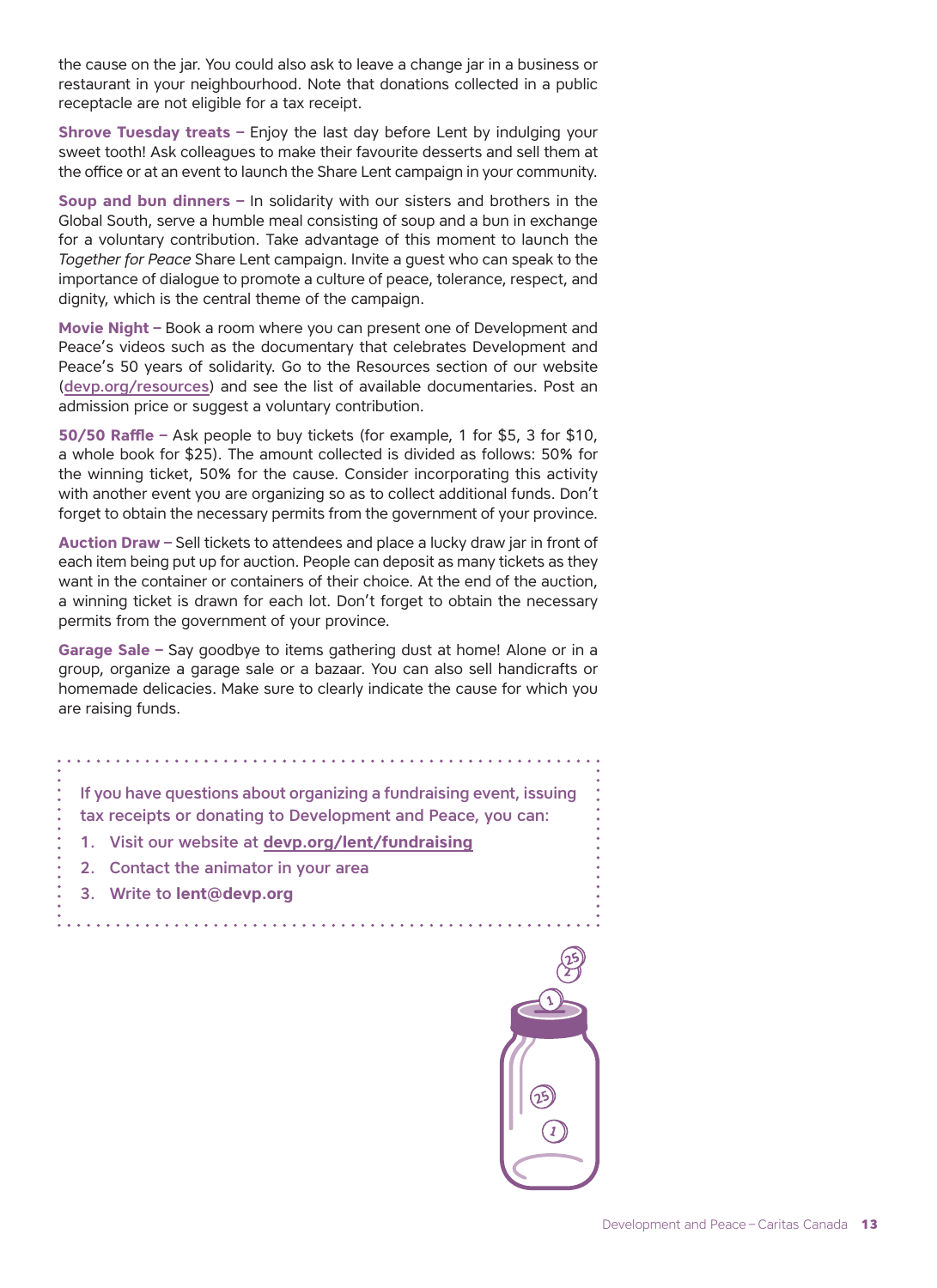the cause on the jar. You could also ask to leave a change jar in a business or restaurant in your neighbourhood. Note that donations collected in a public receptacle are not eligible for a tax receipt.

**Shrove Tuesday treats –** Enjoy the last day before Lent by indulging your sweet tooth! Ask colleagues to make their favourite desserts and sell them at the office or at an event to launch the Share Lent campaign in your community.

**Soup and bun dinners –** In solidarity with our sisters and brothers in the Global South, serve a humble meal consisting of soup and a bun in exchange for a voluntary contribution. Take advantage of this moment to launch the *Together for Peace* Share Lent campaign. Invite a guest who can speak to the importance of dialogue to promote a culture of peace, tolerance, respect, and dignity, which is the central theme of the campaign.

**Movie Night –** Book a room where you can present one of Development and Peace's videos such as the documentary that celebrates Development and Peace's 50 years of solidarity. Go to the Resources section of our website (devp.org/resources) and see the list of available documentaries. Post an admission price or suggest a voluntary contribution.

**50/50 Raffle –** Ask people to buy tickets (for example, 1 for $5, 3 for $10, a whole book for $25). The amount collected is divided as follows: 50% for the winning ticket, 50% for the cause. Consider incorporating this activity with another event you are organizing so as to collect additional funds. Don't forget to obtain the necessary permits from the government of your province.

**Auction Draw –** Sell tickets to attendees and place a lucky draw jar in front of each item being put up for auction. People can deposit as many tickets as they want in the container or containers of their choice. At the end of the auction, a winning ticket is drawn for each lot. Don't forget to obtain the necessary permits from the government of your province.

**Garage Sale –** Say goodbye to items gathering dust at home! Alone or in a group, organize a garage sale or a bazaar. You can also sell handicrafts or homemade delicacies. Make sure to clearly indicate the cause for which you are raising funds.

If you have questions about organizing a fundraising event, issuing tax receipts or donating to Development and Peace, you can:

1. Visit our website at **devp.org/lent/fundraising**
2. Contact the animator in your area
3. Write to **lent@devp.org**